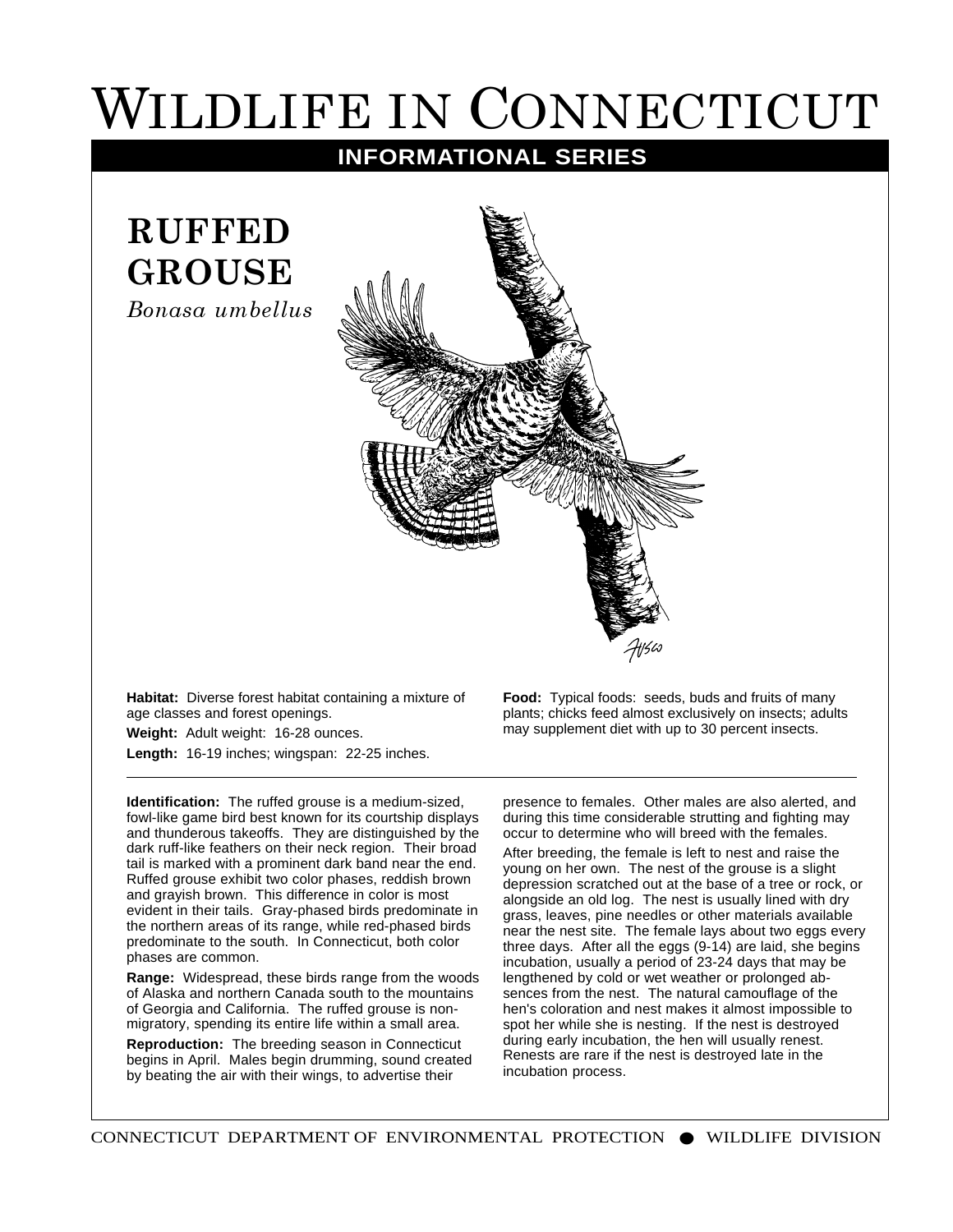# WILDLIFE IN CONNECTICUT

## INFORMATIONAL SERIES

## RUFFED GROUSE

*Bonasa umbellus*

**Habitat:** Diverse forest habitat containing a mixture of age classes and forest openings.

**Weight:** Adult weight: 16-28 ounces.

**Length:** 16-19 inches; wingspan: 22-25 inches.

**Food:** Typical foods: seeds, buds and fruits of many plants; chicks feed almost exclusively on insects; adults may supplement diet with up to 30 percent insects.

---

**Identification:** The ruffed grouse is a medium-sized, fowl-like game bird best known for its courtship displays and thunderous takeoffs. They are distinguished by the dark ruff-like feathers on their neck region. Their broad tail is marked with a prominent dark band near the end. Ruffed grouse exhibit two color phases, reddish brown and grayish brown. This difference in color is most evident in their tails. Gray-phased birds predominate in the northern areas of its range, while red-phased birds predominate to the south. In Connecticut, both color phases are common.

**Range:** Widespread, these birds range from the woods of Alaska and northern Canada south to the mountains of Georgia and California. The ruffed grouse is non-migratory, spending its entire life within a small area.

**Reproduction:** The breeding season in Connecticut begins in April. Males begin drumming, sound created by beating the air with their wings, to advertise their presence to females. Other males are also alerted, and during this time considerable strutting and fighting may occur to determine who will breed with the females.

After breeding, the female is left to nest and raise the young on her own. The nest of the grouse is a slight depression scratched out at the base of a tree or rock, or alongside an old log. The nest is usually lined with dry grass, leaves, pine needles or other materials available near the nest site. The female lays about two eggs every three days. After all the eggs (9-14) are laid, she begins incubation, usually a period of 23-24 days that may be lengthened by cold or wet weather or prolonged absences from the nest. The natural camouflage of the hen's coloration and nest makes it almost impossible to spot her while she is nesting. If the nest is destroyed during early incubation, the hen will usually renest. Renests are rare if the nest is destroyed late in the incubation process.

CONNECTICUT DEPARTMENT OF ENVIRONMENTAL PROTECTION ● WILDLIFE DIVISION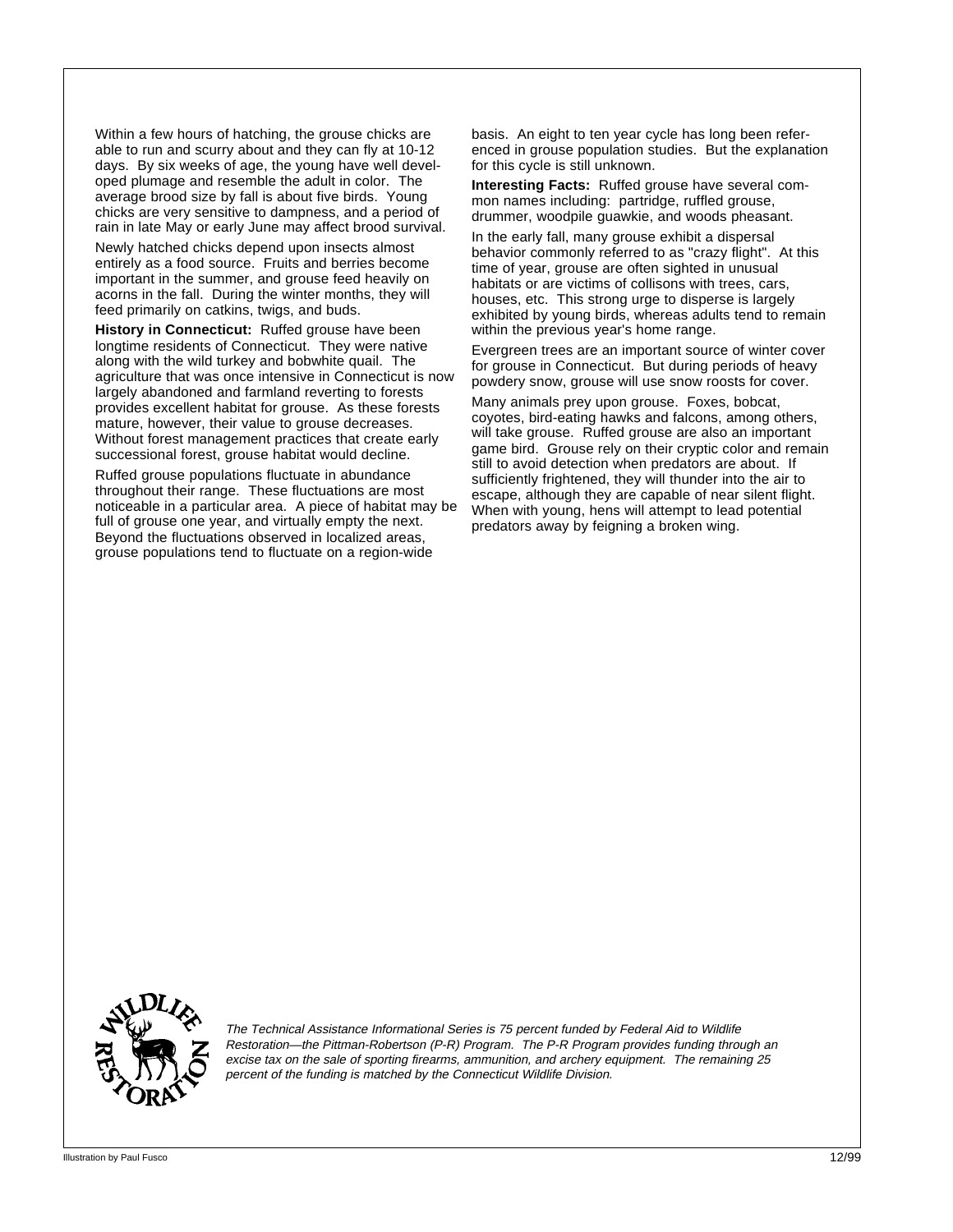Within a few hours of hatching, the grouse chicks are able to run and scurry about and they can fly at 10-12 days. By six weeks of age, the young have well developed plumage and resemble the adult in color. The average brood size by fall is about five birds. Young chicks are very sensitive to dampness, and a period of rain in late May or early June may affect brood survival.

Newly hatched chicks depend upon insects almost entirely as a food source. Fruits and berries become important in the summer, and grouse feed heavily on acorns in the fall. During the winter months, they will feed primarily on catkins, twigs, and buds.

**History in Connecticut:** Ruffed grouse have been longtime residents of Connecticut. They were native along with the wild turkey and bobwhite quail. The agriculture that was once intensive in Connecticut is now largely abandoned and farmland reverting to forests provides excellent habitat for grouse. As these forests mature, however, their value to grouse decreases. Without forest management practices that create early successional forest, grouse habitat would decline.

Ruffed grouse populations fluctuate in abundance throughout their range. These fluctuations are most noticeable in a particular area. A piece of habitat may be full of grouse one year, and virtually empty the next. Beyond the fluctuations observed in localized areas, grouse populations tend to fluctuate on a region-wide basis. An eight to ten year cycle has long been referenced in grouse population studies. But the explanation for this cycle is still unknown.

**Interesting Facts:** Ruffed grouse have several common names including: partridge, ruffled grouse, drummer, woodpile guawkie, and woods pheasant.

In the early fall, many grouse exhibit a dispersal behavior commonly referred to as "crazy flight". At this time of year, grouse are often sighted in unusual habitats or are victims of collisons with trees, cars, houses, etc. This strong urge to disperse is largely exhibited by young birds, whereas adults tend to remain within the previous year's home range.

Evergreen trees are an important source of winter cover for grouse in Connecticut. But during periods of heavy powdery snow, grouse will use snow roosts for cover.

Many animals prey upon grouse. Foxes, bobcat, coyotes, bird-eating hawks and falcons, among others, will take grouse. Ruffed grouse are also an important game bird. Grouse rely on their cryptic color and remain still to avoid detection when predators are about. If sufficiently frightened, they will thunder into the air to escape, although they are capable of near silent flight. When with young, hens will attempt to lead potential predators away by feigning a broken wing.

WILDLIFE RESTORATION

*The Technical Assistance Informational Series is 75 percent funded by Federal Aid to Wildlife Restoration—the Pittman-Robertson (P-R) Program. The P-R Program provides funding through an excise tax on the sale of sporting firearms, ammunition, and archery equipment. The remaining 25 percent of the funding is matched by the Connecticut Wildlife Division.*

Illustration by Paul Fusco

12/99